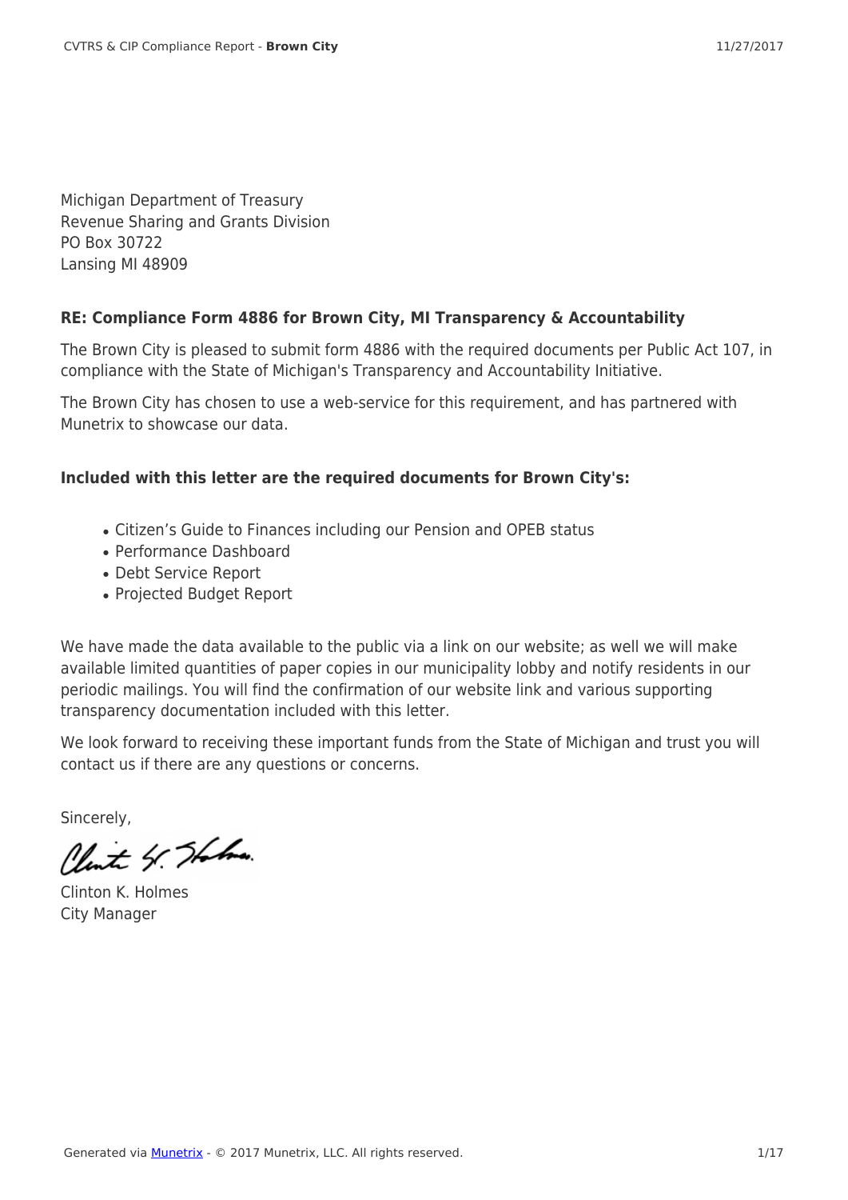Michigan Department of Treasury
Revenue Sharing and Grants Division
PO Box 30722
Lansing MI 48909

**RE: Compliance Form 4886 for Brown City, MI Transparency & Accountability**

The Brown City is pleased to submit form 4886 with the required documents per Public Act 107, in compliance with the State of Michigan's Transparency and Accountability Initiative.

The Brown City has chosen to use a web-service for this requirement, and has partnered with Munetrix to showcase our data.

**Included with this letter are the required documents for Brown City's:**

- Citizen's Guide to Finances including our Pension and OPEB status
- Performance Dashboard
- Debt Service Report
- Projected Budget Report

We have made the data available to the public via a link on our website; as well we will make available limited quantities of paper copies in our municipality lobby and notify residents in our periodic mailings. You will find the confirmation of our website link and various supporting transparency documentation included with this letter.

We look forward to receiving these important funds from the State of Michigan and trust you will contact us if there are any questions or concerns.

Sincerely,

Clinton K. Holmes
City Manager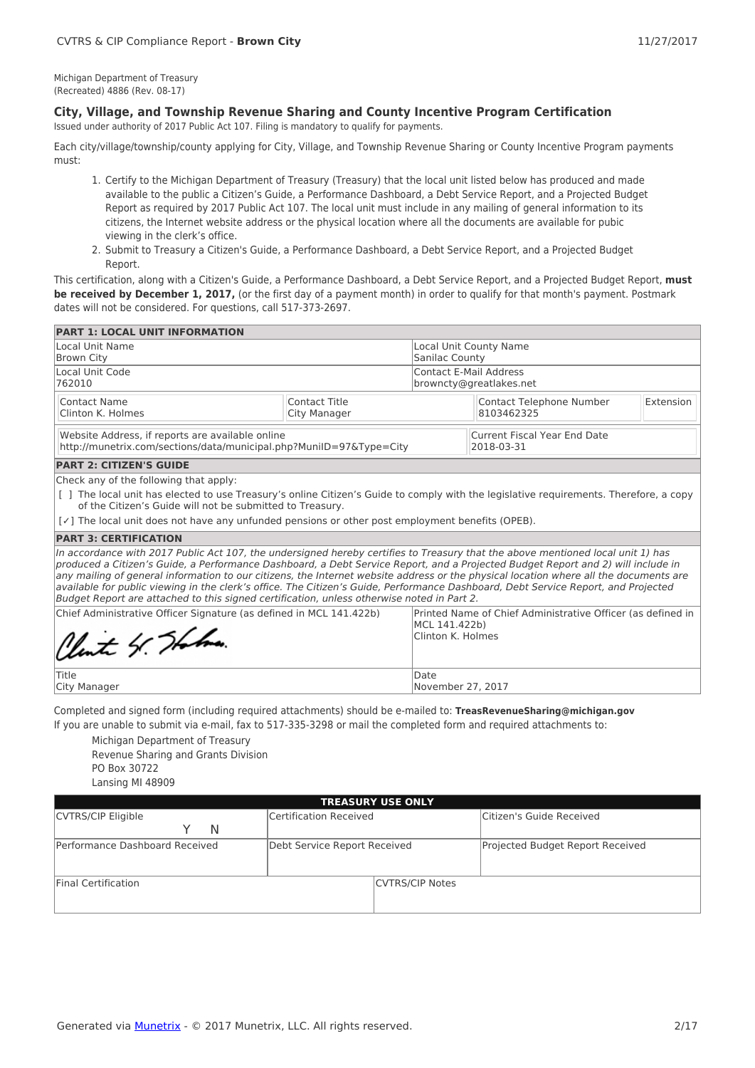Michigan Department of Treasury
(Recreated) 4886 (Rev. 08-17)

### City, Village, and Township Revenue Sharing and County Incentive Program Certification

Issued under authority of 2017 Public Act 107. Filing is mandatory to qualify for payments.

Each city/village/township/county applying for City, Village, and Township Revenue Sharing or County Incentive Program payments must:

1. Certify to the Michigan Department of Treasury (Treasury) that the local unit listed below has produced and made available to the public a Citizen's Guide, a Performance Dashboard, a Debt Service Report, and a Projected Budget Report as required by 2017 Public Act 107. The local unit must include in any mailing of general information to its citizens, the Internet website address or the physical location where all the documents are available for pubic viewing in the clerk's office.
2. Submit to Treasury a Citizen's Guide, a Performance Dashboard, a Debt Service Report, and a Projected Budget Report.

This certification, along with a Citizen's Guide, a Performance Dashboard, a Debt Service Report, and a Projected Budget Report, **must be received by December 1, 2017,** (or the first day of a payment month) in order to qualify for that month's payment. Postmark dates will not be considered. For questions, call 517-373-2697.

**PART 1: LOCAL UNIT INFORMATION**

| Local Unit Name | Local Unit County Name |
|---|---|
| Brown City | Sanilac County |
| **Local Unit Code** | **Contact E-Mail Address** |
| 762010 | brownncty@greatlakes.net |

| Contact Name | Contact Title | Contact Telephone Number | Extension |
|---|---|---|---|
| Clinton K. Holmes | City Manager | 8103462325 | |

| Website Address, if reports are available online | Current Fiscal Year End Date |
|---|---|
| http://munetrix.com/sections/data/municipal.php?MuniID=97&Type=City | 2018-03-31 |

**PART 2: CITIZEN'S GUIDE**

Check any of the following that apply:

[ ] The local unit has elected to use Treasury's online Citizen's Guide to comply with the legislative requirements. Therefore, a copy of the Citizen's Guide will not be submitted to Treasury.

[✓] The local unit does not have any unfunded pensions or other post employment benefits (OPEB).

**PART 3: CERTIFICATION**

*In accordance with 2017 Public Act 107, the undersigned hereby certifies to Treasury that the above mentioned local unit 1) has produced a Citizen's Guide, a Performance Dashboard, a Debt Service Report, and a Projected Budget Report and 2) will include in any mailing of general information to our citizens, the Internet website address or the physical location where all the documents are available for public viewing in the clerk's office. The Citizen's Guide, Performance Dashboard, Debt Service Report, and Projected Budget Report are attached to this signed certification, unless otherwise noted in Part 2.*

| Chief Administrative Officer Signature (as defined in MCL 141.422b) | Printed Name of Chief Administrative Officer (as defined in MCL 141.422b) |
|---|---|
| Clinton K. Holmes | Clinton K. Holmes |
| **Title** | **Date** |
| City Manager | November 27, 2017 |

Completed and signed form (including required attachments) should be e-mailed to: **TreasRevenueSharing@michigan.gov**

If you are unable to submit via e-mail, fax to 517-335-3298 or mail the completed form and required attachments to:

Michigan Department of Treasury
Revenue Sharing and Grants Division
PO Box 30722
Lansing MI 48909

| TREASURY USE ONLY | | |
|---|---|---|
| CVTRS/CIP Eligible Y N | Certification Received | Citizen's Guide Received |
| Performance Dashboard Received | Debt Service Report Received | Projected Budget Report Received |
| Final Certification | CVTRS/CIP Notes | |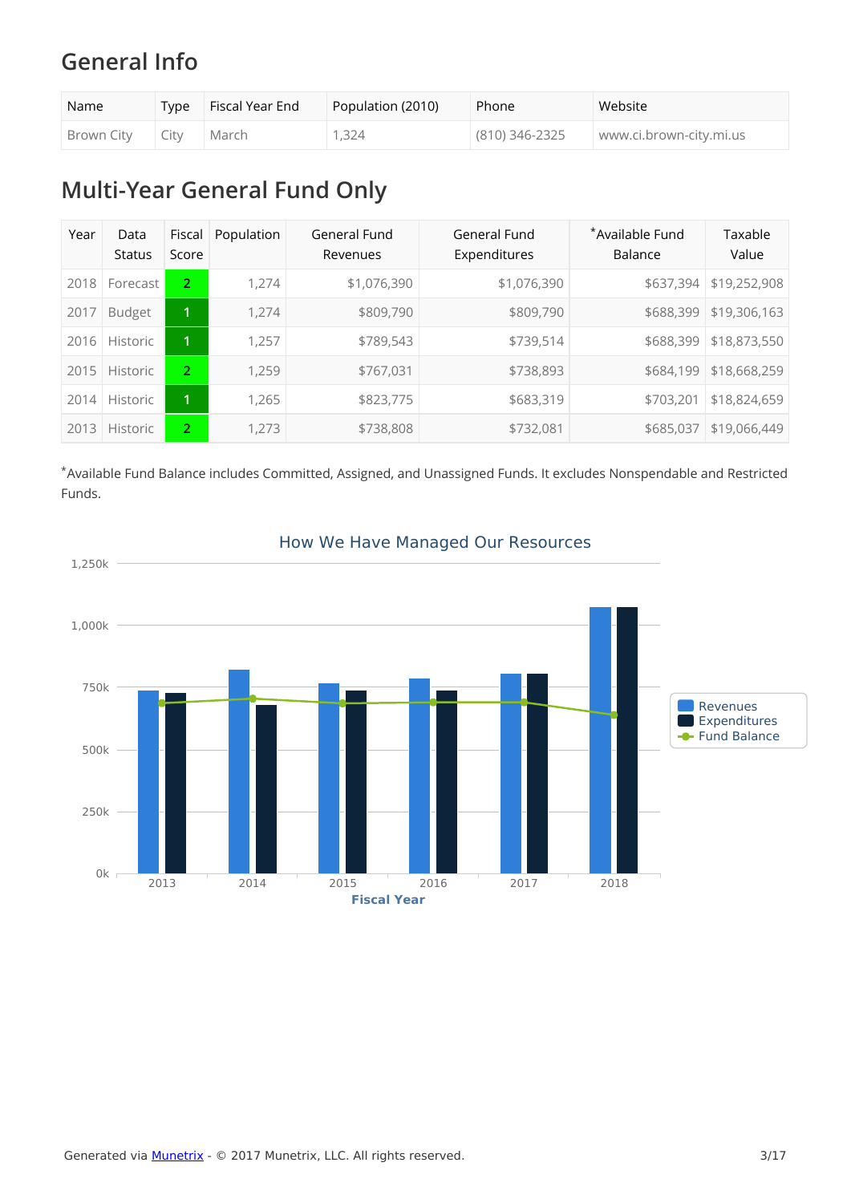## General Info

| Name | Type | Fiscal Year End | Population (2010) | Phone | Website |
|---|---|---|---|---|---|
| Brown City | City | March | 1,324 | (810) 346-2325 | www.ci.brown-city.mi.us |

## Multi-Year General Fund Only

| Year | Data Status | Fiscal Score | Population | General Fund Revenues | General Fund Expenditures | *Available Fund Balance | Taxable Value |
|---|---|---|---|---|---|---|---|
| 2018 | Forecast | 2 | 1,274 | $1,076,390 | $1,076,390 | $637,394 | $19,252,908 |
| 2017 | Budget | 1 | 1,274 | $809,790 | $809,790 | $688,399 | $19,306,163 |
| 2016 | Historic | 1 | 1,257 | $789,543 | $739,514 | $688,399 | $18,873,550 |
| 2015 | Historic | 2 | 1,259 | $767,031 | $738,893 | $684,199 | $18,668,259 |
| 2014 | Historic | 1 | 1,265 | $823,775 | $683,319 | $703,201 | $18,824,659 |
| 2013 | Historic | 2 | 1,273 | $738,808 | $732,081 | $685,037 | $19,066,449 |

*Available Fund Balance includes Committed, Assigned, and Unassigned Funds. It excludes Nonspendable and Restricted Funds.

How We Have Managed Our Resources

Generated via Munetrix - © 2017 Munetrix, LLC. All rights reserved.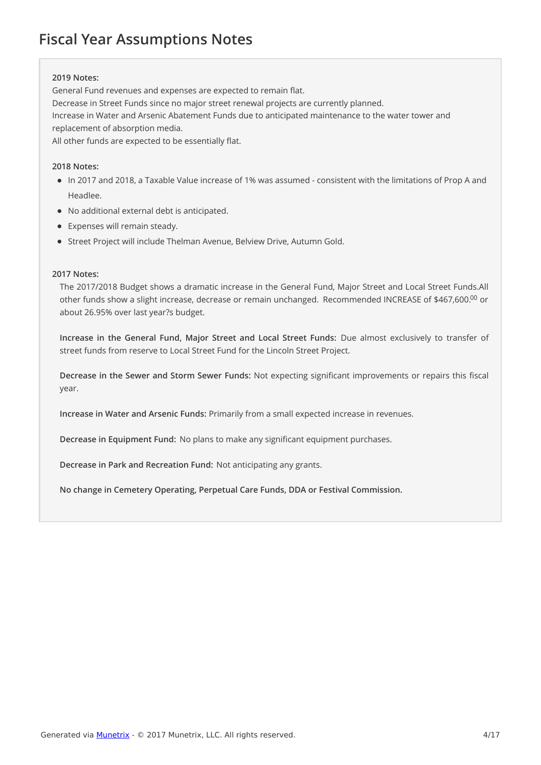# Fiscal Year Assumptions Notes

**2019 Notes:**

General Fund revenues and expenses are expected to remain flat.
Decrease in Street Funds since no major street renewal projects are currently planned.
Increase in Water and Arsenic Abatement Funds due to anticipated maintenance to the water tower and replacement of absorption media.
All other funds are expected to be essentially flat.

**2018 Notes:**

- In 2017 and 2018, a Taxable Value increase of 1% was assumed - consistent with the limitations of Prop A and Headlee.
- No additional external debt is anticipated.
- Expenses will remain steady.
- Street Project will include Thelman Avenue, Belview Drive, Autumn Gold.

**2017 Notes:**

The 2017/2018 Budget shows a dramatic increase in the General Fund, Major Street and Local Street Funds.All other funds show a slight increase, decrease or remain unchanged. Recommended INCREASE of $467,600.$^{00}$ or about 26.95% over last year?s budget.

**Increase in the General Fund, Major Street and Local Street Funds:** Due almost exclusively to transfer of street funds from reserve to Local Street Fund for the Lincoln Street Project.

**Decrease in the Sewer and Storm Sewer Funds:** Not expecting significant improvements or repairs this fiscal year.

**Increase in Water and Arsenic Funds:** Primarily from a small expected increase in revenues.

**Decrease in Equipment Fund:** No plans to make any significant equipment purchases.

**Decrease in Park and Recreation Fund:** Not anticipating any grants.

**No change in Cemetery Operating, Perpetual Care Funds, DDA or Festival Commission.**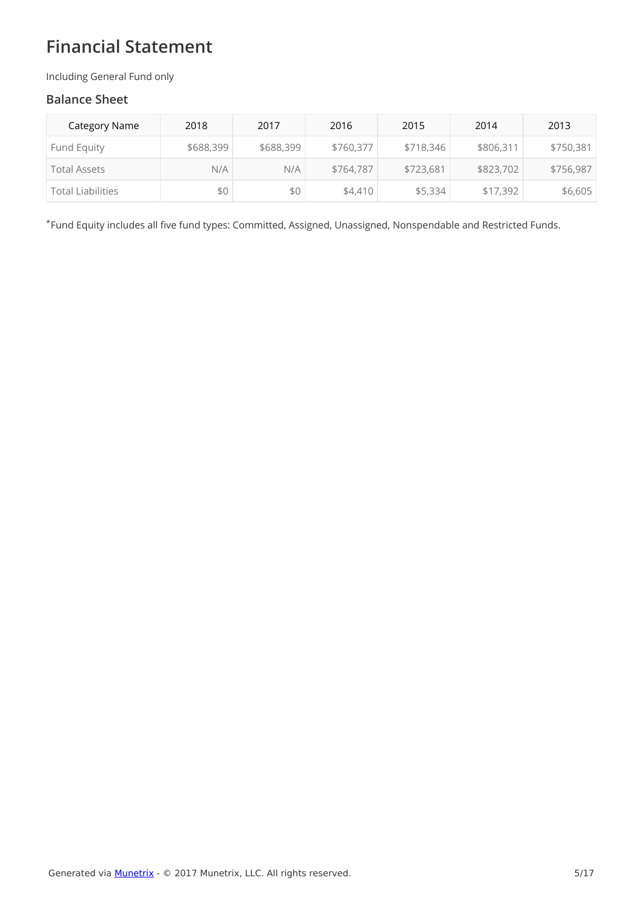# Financial Statement

Including General Fund only

## Balance Sheet

| Category Name | 2018 | 2017 | 2016 | 2015 | 2014 | 2013 |
|---|---|---|---|---|---|---|
| Fund Equity | $688,399 | $688,399 | $760,377 | $718,346 | $806,311 | $750,381 |
| Total Assets | N/A | N/A | $764,787 | $723,681 | $823,702 | $756,987 |
| Total Liabilities | $0 | $0 | $4,410 | $5,334 | $17,392 | $6,605 |

*Fund Equity includes all five fund types: Committed, Assigned, Unassigned, Nonspendable and Restricted Funds.

Generated via Munetrix - © 2017 Munetrix, LLC. All rights reserved.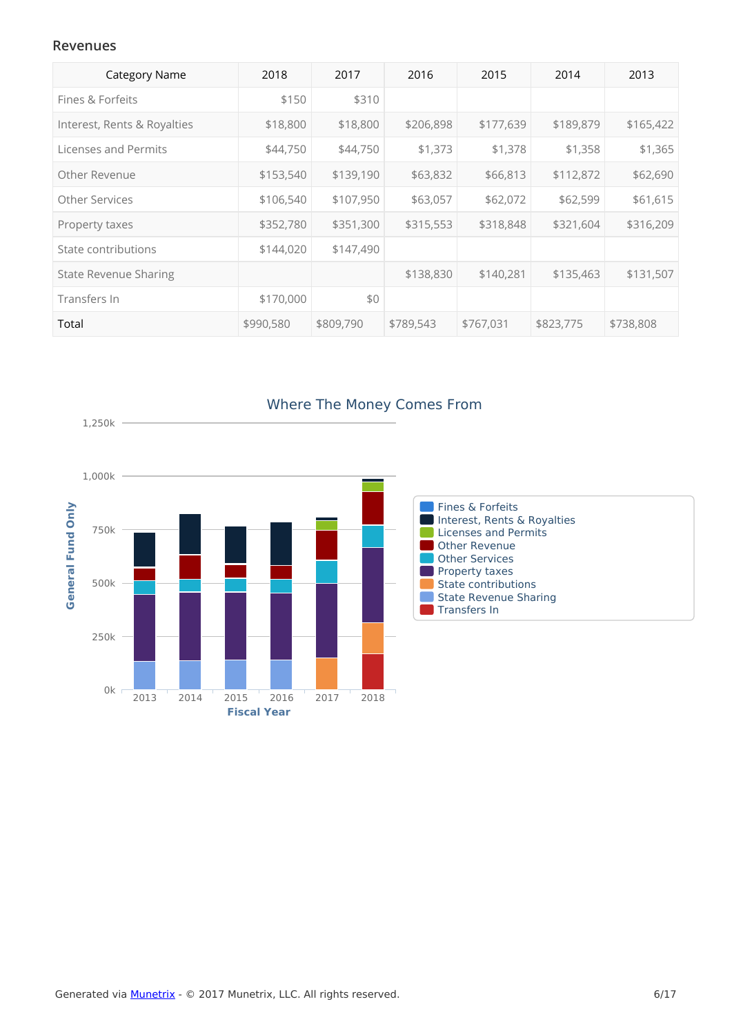### Revenues

| Category Name | 2018 | 2017 | 2016 | 2015 | 2014 | 2013 |
|---|---|---|---|---|---|---|
| Fines & Forfeits | $150 | $310 | | | | |
| Interest, Rents & Royalties | $18,800 | $18,800 | $206,898 | $177,639 | $189,879 | $165,422 |
| Licenses and Permits | $44,750 | $44,750 | $1,373 | $1,378 | $1,358 | $1,365 |
| Other Revenue | $153,540 | $139,190 | $63,832 | $66,813 | $112,872 | $62,690 |
| Other Services | $106,540 | $107,950 | $63,057 | $62,072 | $62,599 | $61,615 |
| Property taxes | $352,780 | $351,300 | $315,553 | $318,848 | $321,604 | $316,209 |
| State contributions | $144,020 | $147,490 | | | | |
| State Revenue Sharing | | | $138,830 | $140,281 | $135,463 | $131,507 |
| Transfers In | $170,000 | $0 | | | | |
| Total | $990,580 | $809,790 | $789,543 | $767,031 | $823,775 | $738,808 |

Where The Money Comes From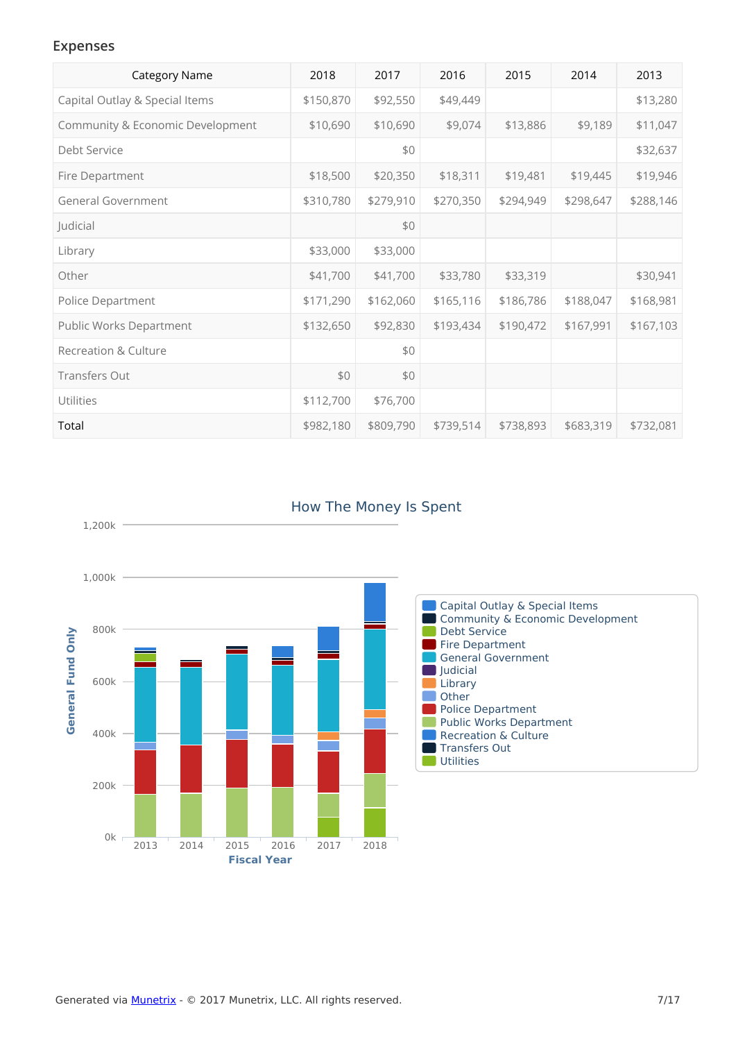## Expenses

| Category Name | 2018 | 2017 | 2016 | 2015 | 2014 | 2013 |
|---|---|---|---|---|---|---|
| Capital Outlay & Special Items | $150,870 | $92,550 | $49,449 | | | $13,280 |
| Community & Economic Development | $10,690 | $10,690 | $9,074 | $13,886 | $9,189 | $11,047 |
| Debt Service | | $0 | | | | $32,637 |
| Fire Department | $18,500 | $20,350 | $18,311 | $19,481 | $19,445 | $19,946 |
| General Government | $310,780 | $279,910 | $270,350 | $294,949 | $298,647 | $288,146 |
| Judicial | | $0 | | | | |
| Library | $33,000 | $33,000 | | | | |
| Other | $41,700 | $41,700 | $33,780 | $33,319 | | $30,941 |
| Police Department | $171,290 | $162,060 | $165,116 | $186,786 | $188,047 | $168,981 |
| Public Works Department | $132,650 | $92,830 | $193,434 | $190,472 | $167,991 | $167,103 |
| Recreation & Culture | | $0 | | | | |
| Transfers Out | $0 | $0 | | | | |
| Utilities | $112,700 | $76,700 | | | | |
| Total | $982,180 | $809,790 | $739,514 | $738,893 | $683,319 | $732,081 |

How The Money Is Spent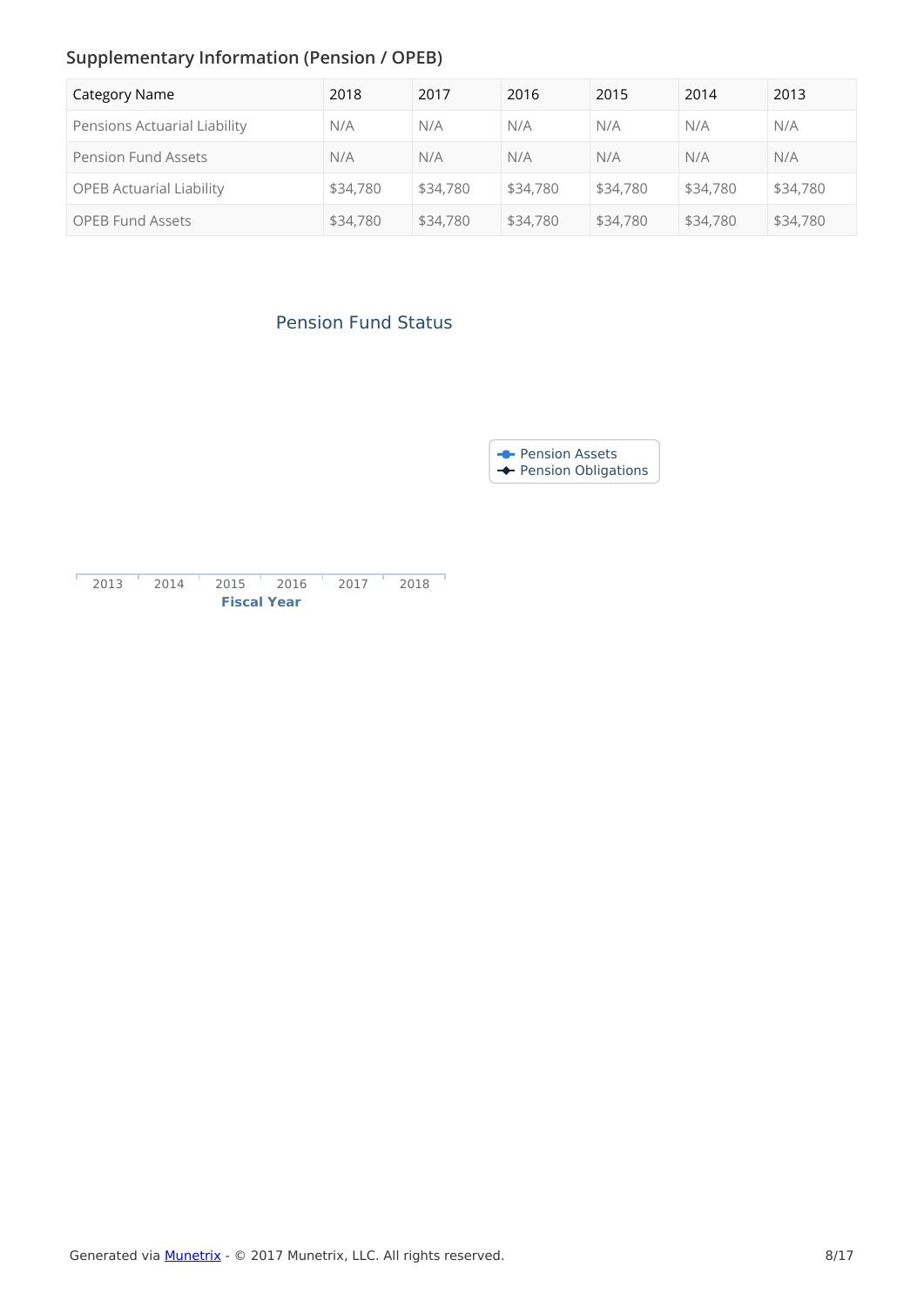## Supplementary Information (Pension / OPEB)

| Category Name | 2018 | 2017 | 2016 | 2015 | 2014 | 2013 |
|---|---|---|---|---|---|---|
| Pensions Actuarial Liability | N/A | N/A | N/A | N/A | N/A | N/A |
| Pension Fund Assets | N/A | N/A | N/A | N/A | N/A | N/A |
| OPEB Actuarial Liability | $34,780 | $34,780 | $34,780 | $34,780 | $34,780 | $34,780 |
| OPEB Fund Assets | $34,780 | $34,780 | $34,780 | $34,780 | $34,780 | $34,780 |

### Pension Fund Status

Pension Assets
Pension Obligations

2013 2014 2015 2016 2017 2018

**Fiscal Year**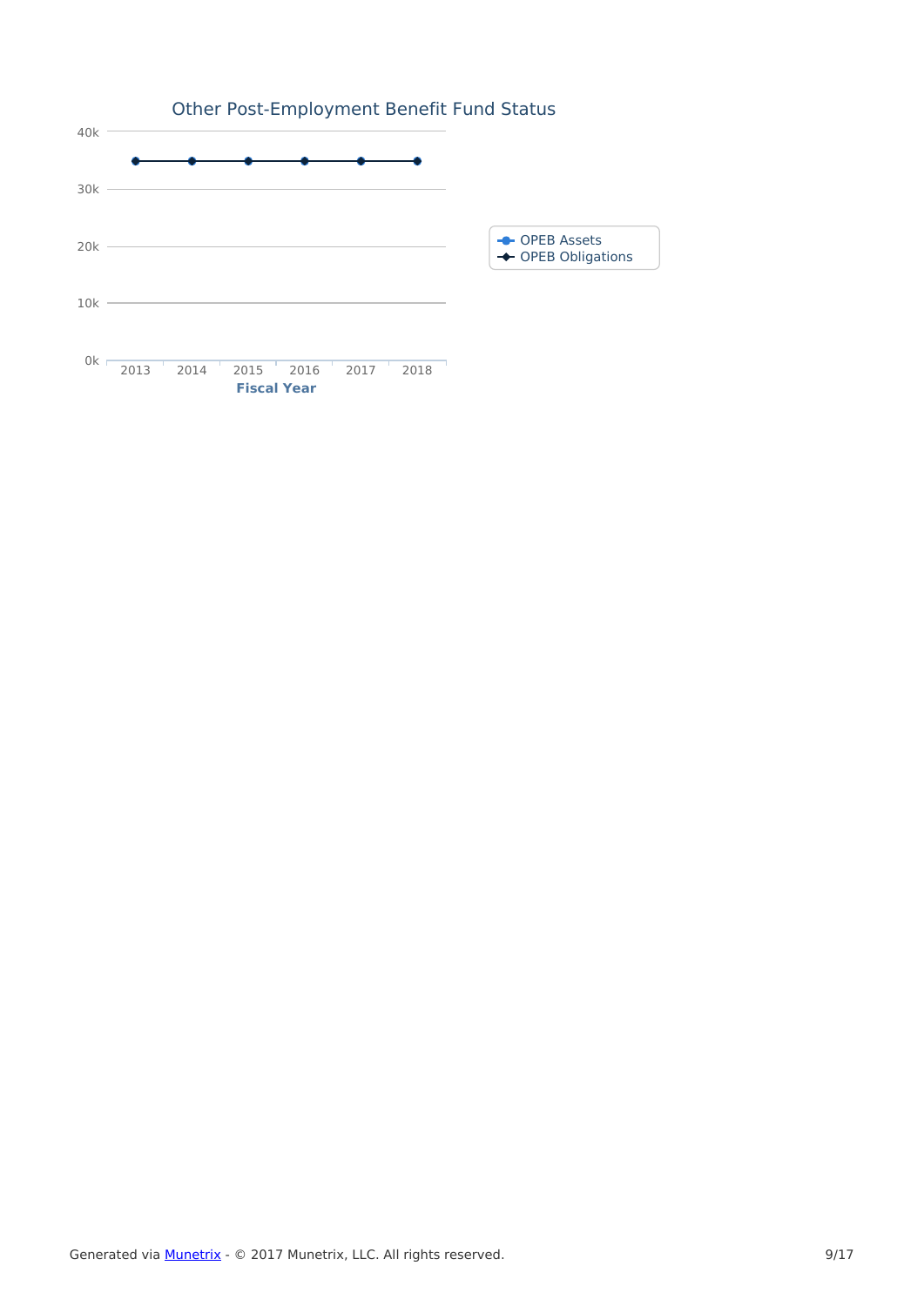## Other Post-Employment Benefit Fund Status

40k
30k
20k
10k
0k

2013 2014 2015 2016 2017 2018

**Fiscal Year**

- OPEB Assets
- OPEB Obligations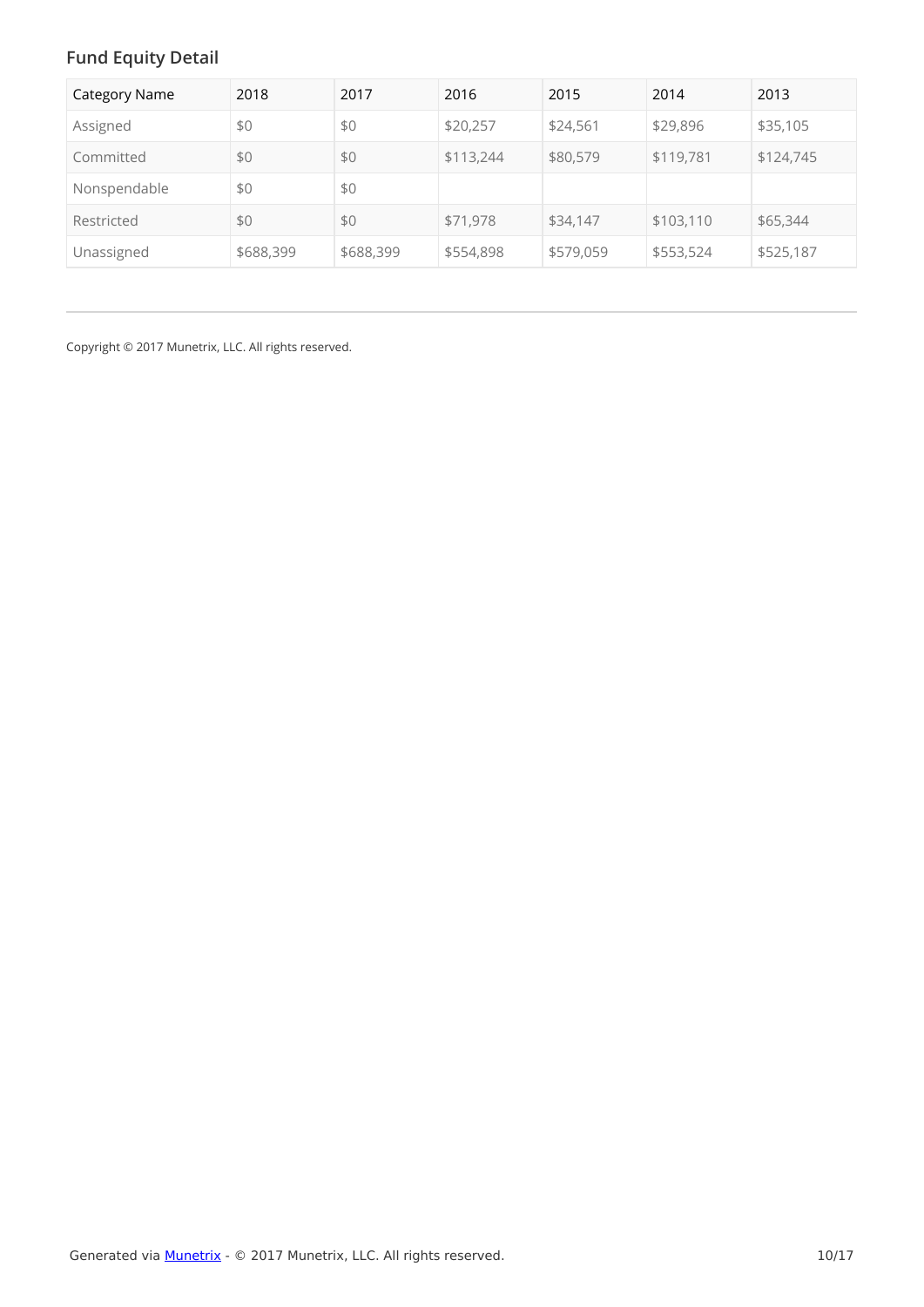## Fund Equity Detail

| Category Name | 2018 | 2017 | 2016 | 2015 | 2014 | 2013 |
|---|---|---|---|---|---|---|
| Assigned | $0 | $0 | $20,257 | $24,561 | $29,896 | $35,105 |
| Committed | $0 | $0 | $113,244 | $80,579 | $119,781 | $124,745 |
| Nonspendable | $0 | $0 | | | | |
| Restricted | $0 | $0 | $71,978 | $34,147 | $103,110 | $65,344 |
| Unassigned | $688,399 | $688,399 | $554,898 | $579,059 | $553,524 | $525,187 |

---

Copyright © 2017 Munetrix, LLC. All rights reserved.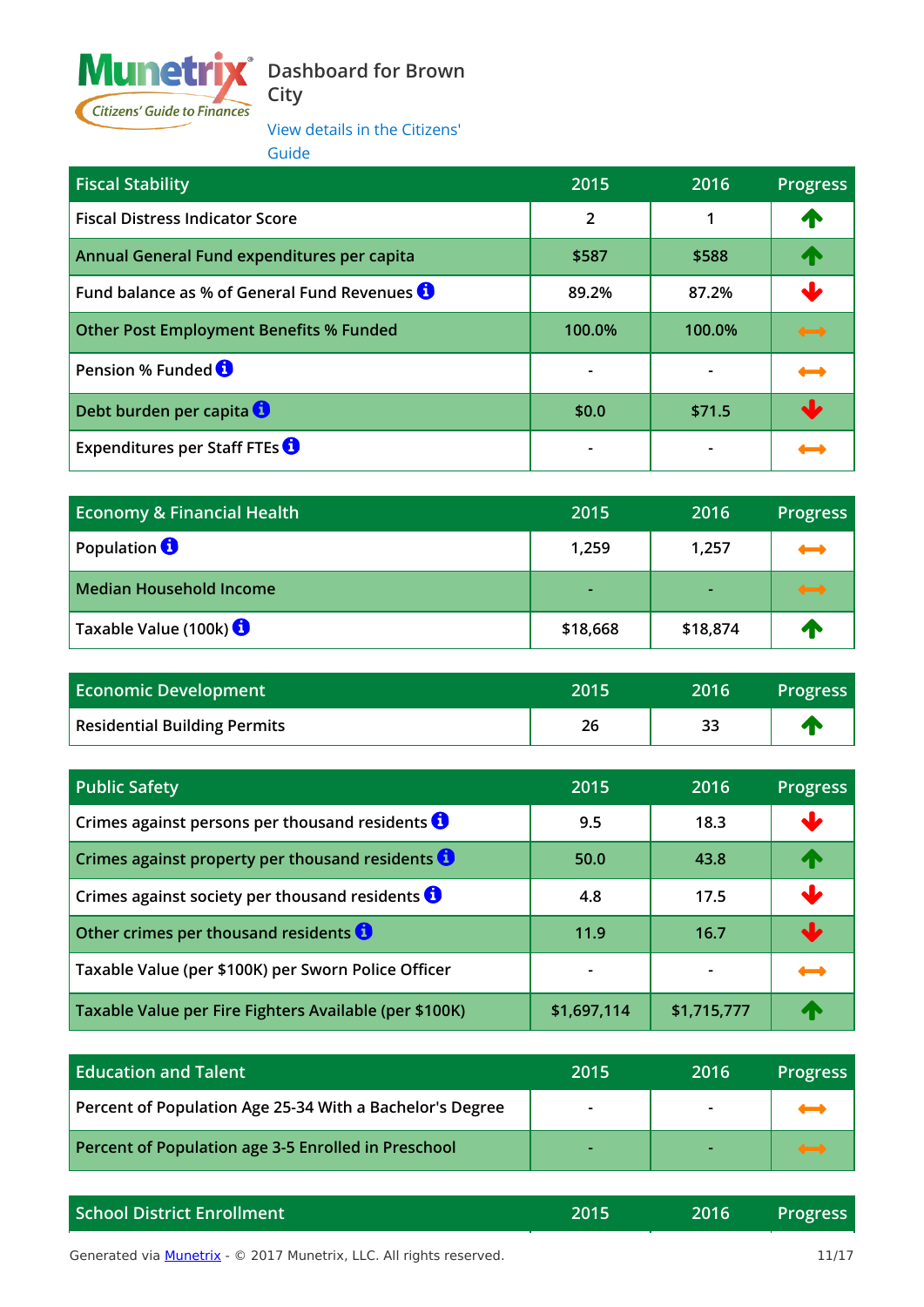# Dashboard for Brown City

View details in the Citizens' Guide

| Fiscal Stability | 2015 | 2016 | Progress |
| --- | --- | --- | --- |
| Fiscal Distress Indicator Score | 2 | 1 | ↑ |
| Annual General Fund expenditures per capita | $587 | $588 | ↑ |
| Fund balance as % of General Fund Revenues | 89.2% | 87.2% | ↓ |
| Other Post Employment Benefits % Funded | 100.0% | 100.0% | ↔ |
| Pension % Funded | - | - | ↔ |
| Debt burden per capita | $0.0 | $71.5 | ↓ |
| Expenditures per Staff FTEs | - | - | ↔ |

| Economy & Financial Health | 2015 | 2016 | Progress |
| --- | --- | --- | --- |
| Population | 1,259 | 1,257 | ↔ |
| Median Household Income | - | - | ↔ |
| Taxable Value (100k) | $18,668 | $18,874 | ↑ |

| Economic Development | 2015 | 2016 | Progress |
| --- | --- | --- | --- |
| Residential Building Permits | 26 | 33 | ↑ |

| Public Safety | 2015 | 2016 | Progress |
| --- | --- | --- | --- |
| Crimes against persons per thousand residents | 9.5 | 18.3 | ↓ |
| Crimes against property per thousand residents | 50.0 | 43.8 | ↑ |
| Crimes against society per thousand residents | 4.8 | 17.5 | ↓ |
| Other crimes per thousand residents | 11.9 | 16.7 | ↓ |
| Taxable Value (per $100K) per Sworn Police Officer | - | - | ↔ |
| Taxable Value per Fire Fighters Available (per $100K) | $1,697,114 | $1,715,777 | ↑ |

| Education and Talent | 2015 | 2016 | Progress |
| --- | --- | --- | --- |
| Percent of Population Age 25-34 With a Bachelor's Degree | - | - | ↔ |
| Percent of Population age 3-5 Enrolled in Preschool | - | - | ↔ |

| School District Enrollment | 2015 | 2016 | Progress |
| --- | --- | --- | --- |

Generated via Munetrix - © 2017 Munetrix, LLC. All rights reserved.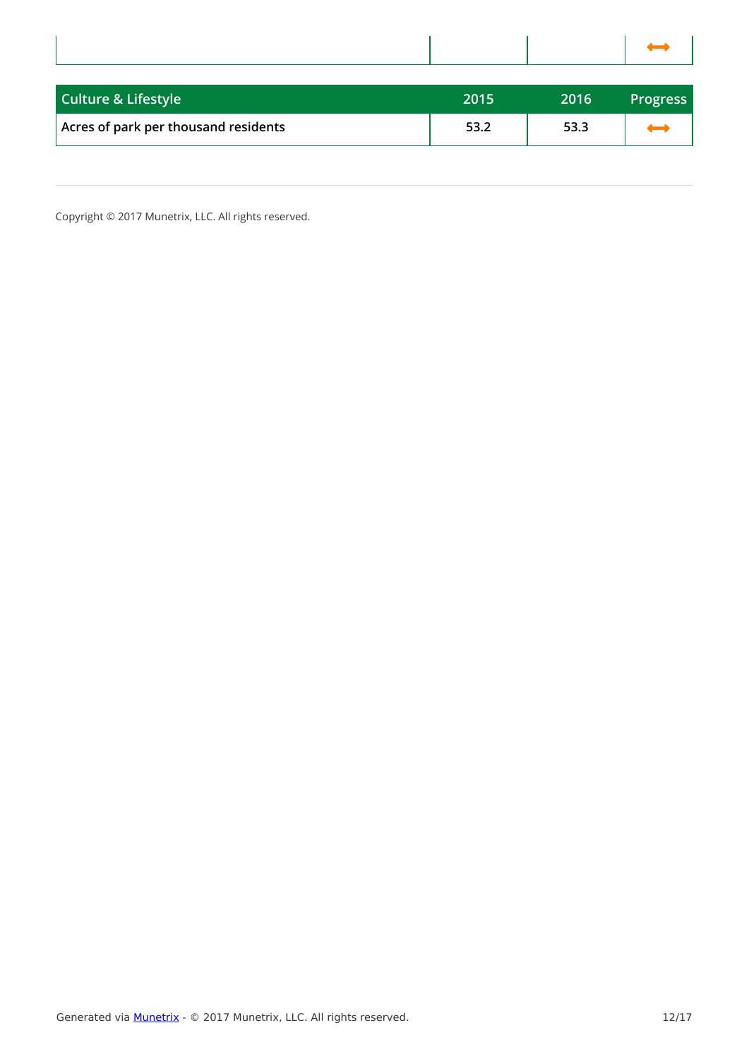| | | | ⟷ |
|---|---|---|---|

| Culture & Lifestyle | 2015 | 2016 | Progress |
|---|---|---|---|
| Acres of park per thousand residents | 53.2 | 53.3 | ⟷ |

---

Copyright © 2017 Munetrix, LLC. All rights reserved.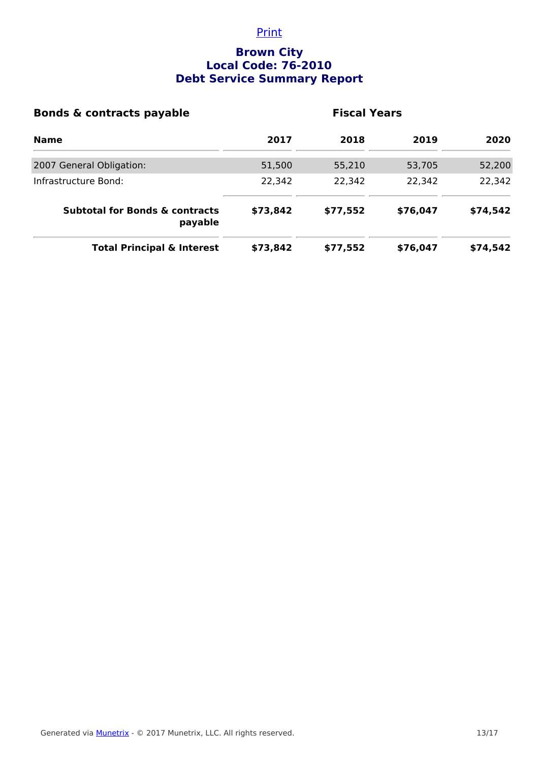Print

# Brown City
## Local Code: 76-2010
## Debt Service Summary Report

| **Bonds & contracts payable** | | **Fiscal Years** | | |
|---|---|---|---|---|
| **Name** | **2017** | **2018** | **2019** | **2020** |
| 2007 General Obligation: | 51,500 | 55,210 | 53,705 | 52,200 |
| Infrastructure Bond: | 22,342 | 22,342 | 22,342 | 22,342 |
| **Subtotal for Bonds & contracts payable** | **$73,842** | **$77,552** | **$76,047** | **$74,542** |
| **Total Principal & Interest** | **$73,842** | **$77,552** | **$76,047** | **$74,542** |

Generated via Munetrix - © 2017 Munetrix, LLC. All rights reserved.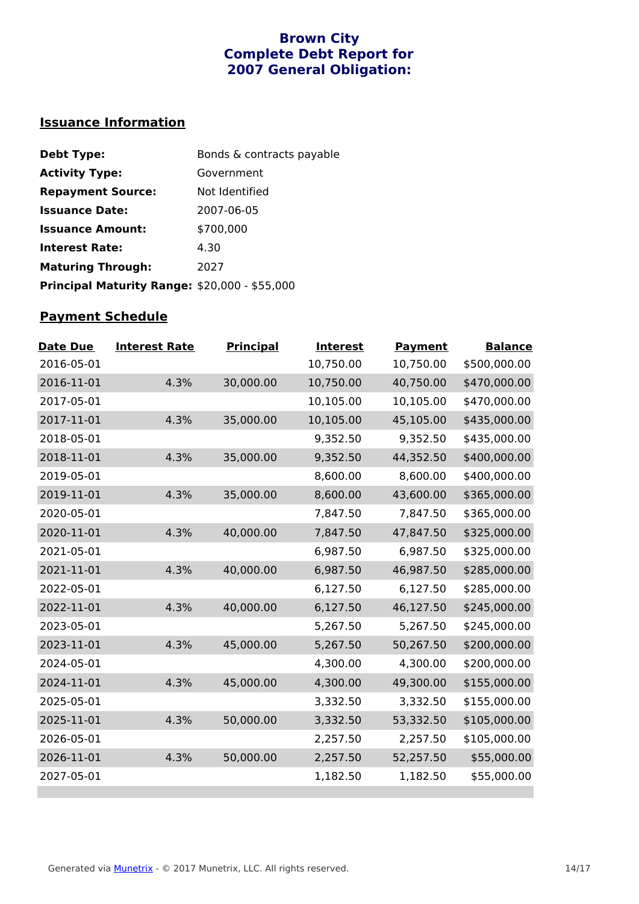# Brown City
# Complete Debt Report for
# 2007 General Obligation:

## Issuance Information

**Debt Type:** Bonds & contracts payable
**Activity Type:** Government
**Repayment Source:** Not Identified
**Issuance Date:** 2007-06-05
**Issuance Amount:** $700,000
**Interest Rate:** 4.30
**Maturing Through:** 2027
**Principal Maturity Range:** $20,000 - $55,000

## Payment Schedule

| Date Due | Interest Rate | Principal | Interest | Payment | Balance |
|---|---|---|---|---|---|
| 2016-05-01 | | | 10,750.00 | 10,750.00 | $500,000.00 |
| 2016-11-01 | 4.3% | 30,000.00 | 10,750.00 | 40,750.00 | $470,000.00 |
| 2017-05-01 | | | 10,105.00 | 10,105.00 | $470,000.00 |
| 2017-11-01 | 4.3% | 35,000.00 | 10,105.00 | 45,105.00 | $435,000.00 |
| 2018-05-01 | | | 9,352.50 | 9,352.50 | $435,000.00 |
| 2018-11-01 | 4.3% | 35,000.00 | 9,352.50 | 44,352.50 | $400,000.00 |
| 2019-05-01 | | | 8,600.00 | 8,600.00 | $400,000.00 |
| 2019-11-01 | 4.3% | 35,000.00 | 8,600.00 | 43,600.00 | $365,000.00 |
| 2020-05-01 | | | 7,847.50 | 7,847.50 | $365,000.00 |
| 2020-11-01 | 4.3% | 40,000.00 | 7,847.50 | 47,847.50 | $325,000.00 |
| 2021-05-01 | | | 6,987.50 | 6,987.50 | $325,000.00 |
| 2021-11-01 | 4.3% | 40,000.00 | 6,987.50 | 46,987.50 | $285,000.00 |
| 2022-05-01 | | | 6,127.50 | 6,127.50 | $285,000.00 |
| 2022-11-01 | 4.3% | 40,000.00 | 6,127.50 | 46,127.50 | $245,000.00 |
| 2023-05-01 | | | 5,267.50 | 5,267.50 | $245,000.00 |
| 2023-11-01 | 4.3% | 45,000.00 | 5,267.50 | 50,267.50 | $200,000.00 |
| 2024-05-01 | | | 4,300.00 | 4,300.00 | $200,000.00 |
| 2024-11-01 | 4.3% | 45,000.00 | 4,300.00 | 49,300.00 | $155,000.00 |
| 2025-05-01 | | | 3,332.50 | 3,332.50 | $155,000.00 |
| 2025-11-01 | 4.3% | 50,000.00 | 3,332.50 | 53,332.50 | $105,000.00 |
| 2026-05-01 | | | 2,257.50 | 2,257.50 | $105,000.00 |
| 2026-11-01 | 4.3% | 50,000.00 | 2,257.50 | 52,257.50 | $55,000.00 |
| 2027-05-01 | | | 1,182.50 | 1,182.50 | $55,000.00 |

Generated via Munetrix - © 2017 Munetrix, LLC. All rights reserved.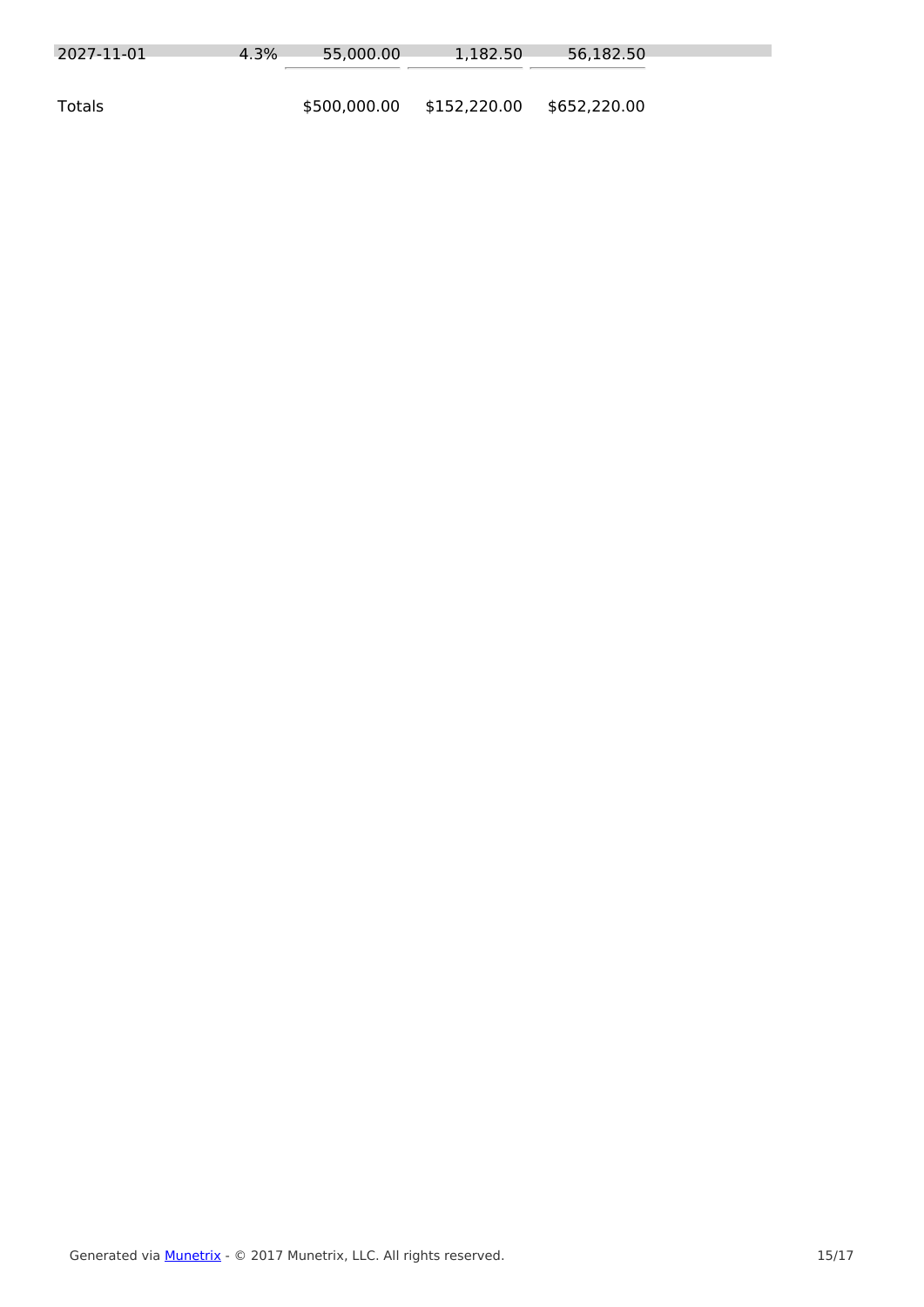| | | | | |
|---|---|---|---|---|
| 2027-11-01 | 4.3% | 55,000.00 | 1,182.50 | 56,182.50 |
| Totals | | $500,000.00 | $152,220.00 | $652,220.00 |

Generated via Munetrix - © 2017 Munetrix, LLC. All rights reserved.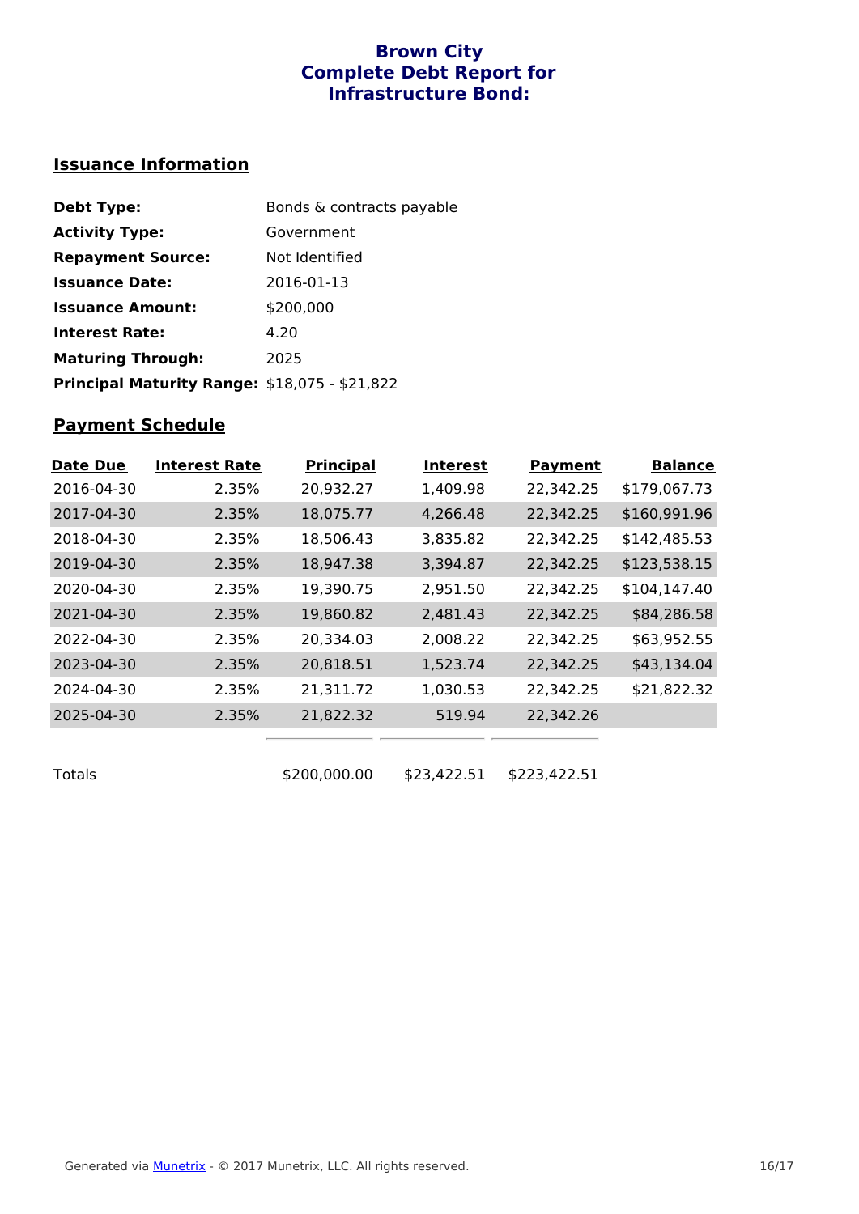# Brown City
# Complete Debt Report for Infrastructure Bond:

## Issuance Information

| | |
|---|---|
| **Debt Type:** | Bonds & contracts payable |
| **Activity Type:** | Government |
| **Repayment Source:** | Not Identified |
| **Issuance Date:** | 2016-01-13 |
| **Issuance Amount:** | $200,000 |
| **Interest Rate:** | 4.20 |
| **Maturing Through:** | 2025 |
| **Principal Maturity Range:** | $18,075 - $21,822 |

## Payment Schedule

| Date Due | Interest Rate | Principal | Interest | Payment | Balance |
|---|---|---|---|---|---|
| 2016-04-30 | 2.35% | 20,932.27 | 1,409.98 | 22,342.25 | $179,067.73 |
| 2017-04-30 | 2.35% | 18,075.77 | 4,266.48 | 22,342.25 | $160,991.96 |
| 2018-04-30 | 2.35% | 18,506.43 | 3,835.82 | 22,342.25 | $142,485.53 |
| 2019-04-30 | 2.35% | 18,947.38 | 3,394.87 | 22,342.25 | $123,538.15 |
| 2020-04-30 | 2.35% | 19,390.75 | 2,951.50 | 22,342.25 | $104,147.40 |
| 2021-04-30 | 2.35% | 19,860.82 | 2,481.43 | 22,342.25 | $84,286.58 |
| 2022-04-30 | 2.35% | 20,334.03 | 2,008.22 | 22,342.25 | $63,952.55 |
| 2023-04-30 | 2.35% | 20,818.51 | 1,523.74 | 22,342.25 | $43,134.04 |
| 2024-04-30 | 2.35% | 21,311.72 | 1,030.53 | 22,342.25 | $21,822.32 |
| 2025-04-30 | 2.35% | 21,822.32 | 519.94 | 22,342.26 | |
| Totals | | $200,000.00 | $23,422.51 | $223,422.51 | |